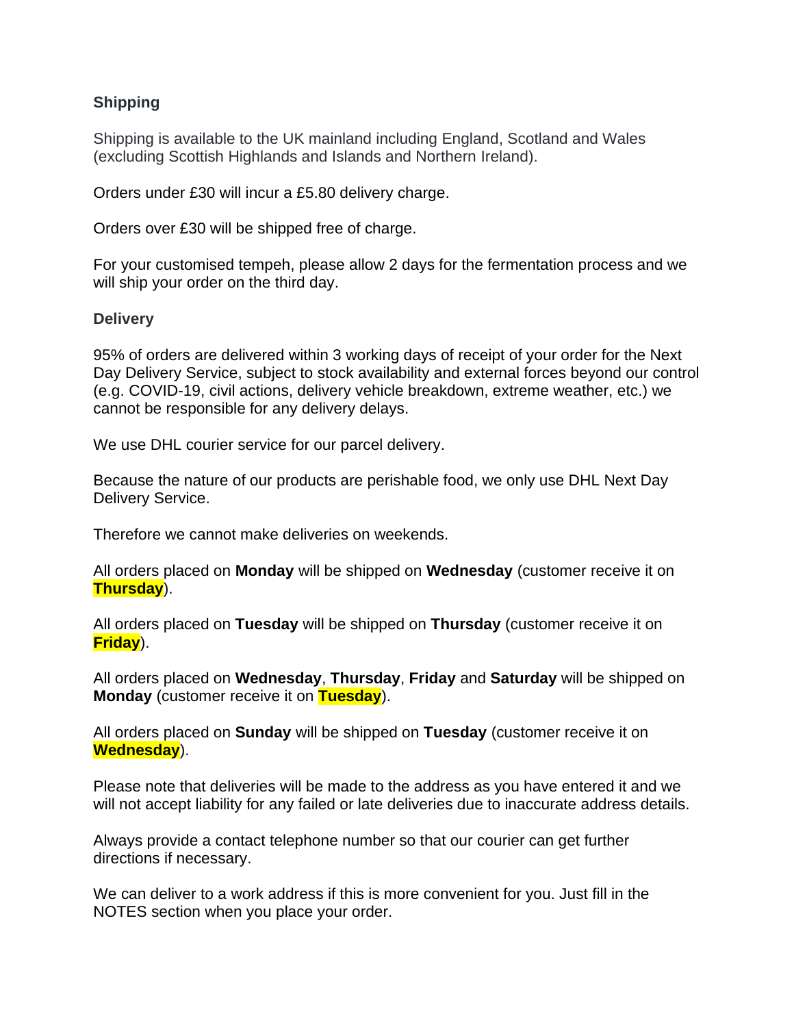**Shipping**

Shipping is available to the UK mainland including England, Scotland and Wales (excluding Scottish Highlands and Islands and Northern Ireland).

Orders under £30 will incur a £5.80 delivery charge.

Orders over £30 will be shipped free of charge.

For your customised tempeh, please allow 2 days for the fermentation process and we will ship your order on the third day.

**Delivery**

95% of orders are delivered within 3 working days of receipt of your order for the Next Day Delivery Service, subject to stock availability and external forces beyond our control (e.g. COVID-19, civil actions, delivery vehicle breakdown, extreme weather, etc.) we cannot be responsible for any delivery delays.

We use DHL courier service for our parcel delivery.

Because the nature of our products are perishable food, we only use DHL Next Day Delivery Service.

Therefore we cannot make deliveries on weekends.

All orders placed on **Monday** will be shipped on **Wednesday** (customer receive it on **Thursday**).

All orders placed on **Tuesday** will be shipped on **Thursday** (customer receive it on **Friday**).

All orders placed on **Wednesday**, **Thursday**, **Friday** and **Saturday** will be shipped on **Monday** (customer receive it on **Tuesday**).

All orders placed on **Sunday** will be shipped on **Tuesday** (customer receive it on **Wednesday**).

Please note that deliveries will be made to the address as you have entered it and we will not accept liability for any failed or late deliveries due to inaccurate address details.

Always provide a contact telephone number so that our courier can get further directions if necessary.

We can deliver to a work address if this is more convenient for you. Just fill in the NOTES section when you place your order.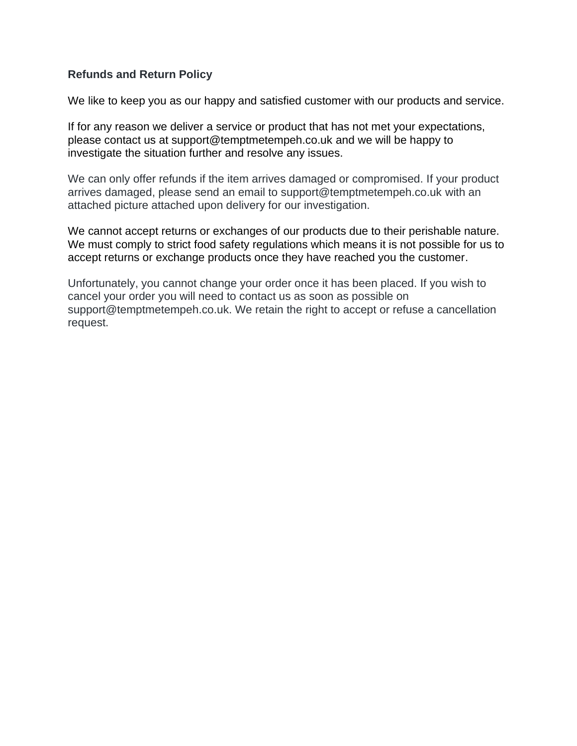**Refunds and Return Policy**

We like to keep you as our happy and satisfied customer with our products and service.

If for any reason we deliver a service or product that has not met your expectations, please contact us at support@temptmetempeh.co.uk and we will be happy to investigate the situation further and resolve any issues.

We can only offer refunds if the item arrives damaged or compromised. If your product arrives damaged, please send an email to support@temptmetempeh.co.uk with an attached picture attached upon delivery for our investigation.

We cannot accept returns or exchanges of our products due to their perishable nature. We must comply to strict food safety regulations which means it is not possible for us to accept returns or exchange products once they have reached you the customer.

Unfortunately, you cannot change your order once it has been placed. If you wish to cancel your order you will need to contact us as soon as possible on support@temptmetempeh.co.uk. We retain the right to accept or refuse a cancellation request.